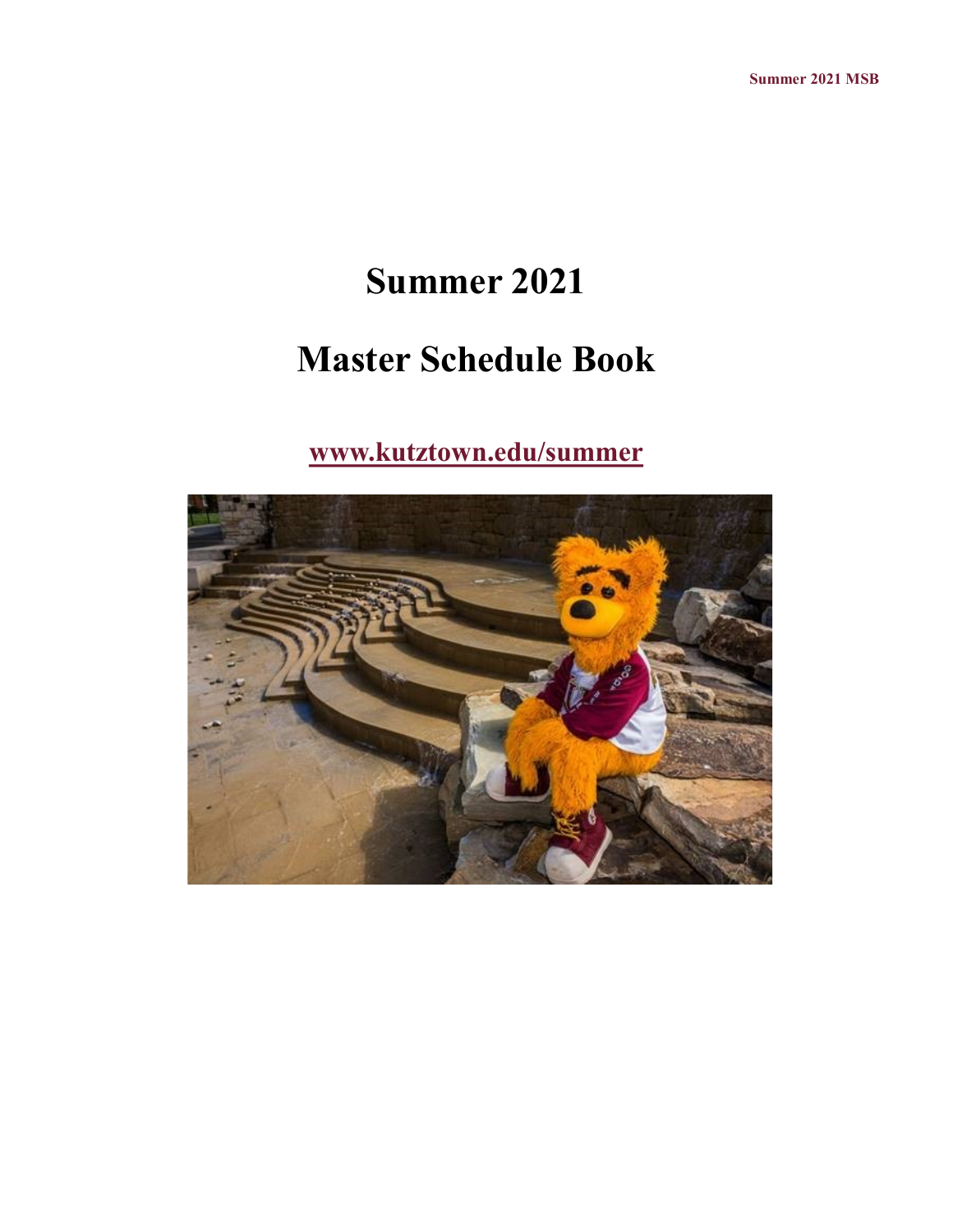# Summer 2021

# Master Schedule Book

**[www.kutztown.edu/summer](http://www.kutztown.edu/summer)**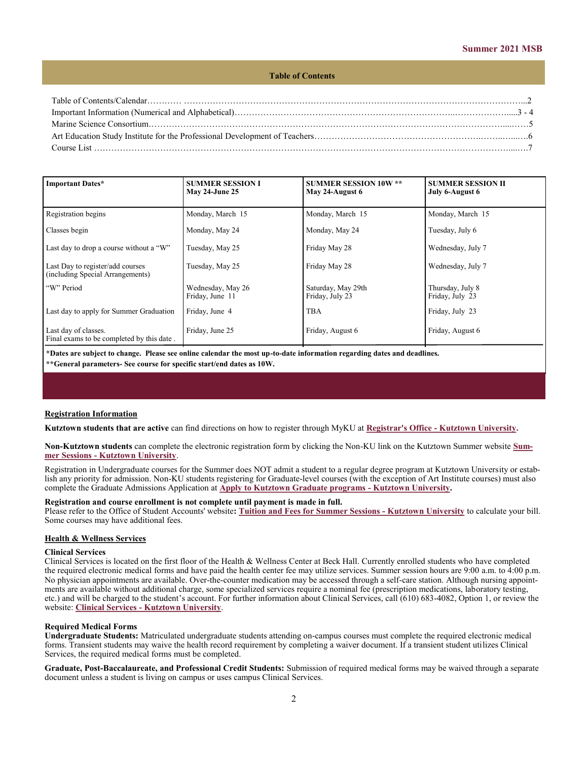## Table of Contents

Table of Contents/Calendar……..… ……………………………………………………………………………………………………...2
Important Information (Numerical and Alphabetical)…………………………………………………………..……………….....3 - 4
Marine Science Consortium………………………………………………………………………………………………………....……5
Art Education Study Institute for the Professional Development of Teachers…………………………………………….……..…...….6
Course List ……………………………………………………………………………………………………………………….....….7

| Important Dates* | SUMMER SESSION I May 24-June 25 | SUMMER SESSION 10W ** May 24-August 6 | SUMMER SESSION II July 6-August 6 |
|---|---|---|---|
| Registration begins | Monday, March 15 | Monday, March 15 | Monday, March 15 |
| Classes begin | Monday, May 24 | Monday, May 24 | Tuesday, July 6 |
| Last day to drop a course without a "W" | Tuesday, May 25 | Friday May 28 | Wednesday, July 7 |
| Last Day to register/add courses (including Special Arrangements) | Tuesday, May 25 | Friday May 28 | Wednesday, July 7 |
| "W" Period | Wednesday, May 26 Friday, June 11 | Saturday, May 29th Friday, July 23 | Thursday, July 8 Friday, July 23 |
| Last day to apply for Summer Graduation | Friday, June 4 | TBA | Friday, July 23 |
| Last day of classes. Final exams to be completed by this date . | Friday, June 25 | Friday, August 6 | Friday, August 6 |

**\*Dates are subject to change. Please see online calendar the most up-to-date information regarding dates and deadlines.**
**\*\*General parameters- See course for specific start/end dates as 10W.**

### Registration Information

**Kutztown students that are active** can find directions on how to register through MyKU at **Registrar's Office - Kutztown University**.

**Non-Kutztown students** can complete the electronic registration form by clicking the Non-KU link on the Kutztown Summer website **Summer Sessions - Kutztown University**.

Registration in Undergraduate courses for the Summer does NOT admit a student to a regular degree program at Kutztown University or establish any priority for admission. Non-KU students registering for Graduate-level courses (with the exception of Art Institute courses) must also complete the Graduate Admissions Application at **Apply to Kutztown Graduate programs - Kutztown University.**

**Registration and course enrollment is not complete until payment is made in full.**
Please refer to the Office of Student Accounts' website**: Tuition and Fees for Summer Sessions - Kutztown University** to calculate your bill. Some courses may have additional fees.

### Health & Wellness Services

**Clinical Services**
Clinical Services is located on the first floor of the Health & Wellness Center at Beck Hall. Currently enrolled students who have completed the required electronic medical forms and have paid the health center fee may utilize services. Summer session hours are 9:00 a.m. to 4:00 p.m. No physician appointments are available. Over-the-counter medication may be accessed through a self-care station. Although nursing appointments are available without additional charge, some specialized services require a nominal fee (prescription medications, laboratory testing, etc.) and will be charged to the student's account. For further information about Clinical Services, call (610) 683-4082, Option 1, or review the website: **Clinical Services - Kutztown University**.

**Required Medical Forms**
**Undergraduate Students:** Matriculated undergraduate students attending on-campus courses must complete the required electronic medical forms. Transient students may waive the health record requirement by completing a waiver document. If a transient student utilizes Clinical Services, the required medical forms must be completed.

**Graduate, Post-Baccalaureate, and Professional Credit Students:** Submission of required medical forms may be waived through a separate document unless a student is living on campus or uses campus Clinical Services.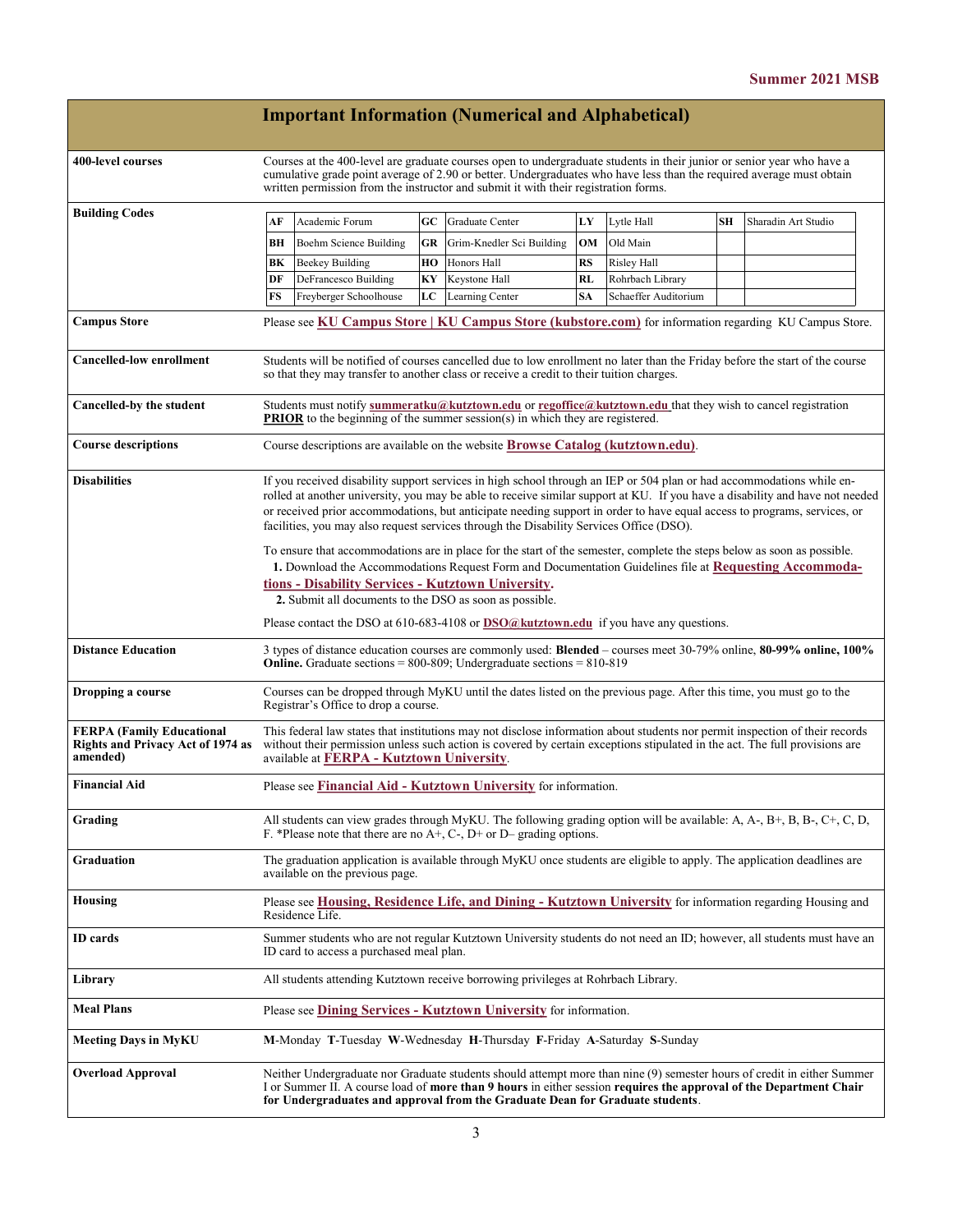## Important Information (Numerical and Alphabetical)

**400-level courses**

Courses at the 400-level are graduate courses open to undergraduate students in their junior or senior year who have a cumulative grade point average of 2.90 or better. Undergraduates who have less than the required average must obtain written permission from the instructor and submit it with their registration forms.

**Building Codes**

| Code | Building | Code | Building | Code | Building | Code | Building |
|---|---|---|---|---|---|---|---|
| **AF** | Academic Forum | **GC** | Graduate Center | **LY** | Lytle Hall | **SH** | Sharadin Art Studio |
| **BH** | Boehm Science Building | **GR** | Grim-Knedler Sci Building | **OM** | Old Main | | |
| **BK** | Beekey Building | **HO** | Honors Hall | **RS** | Risley Hall | | |
| **DF** | DeFrancesco Building | **KY** | Keystone Hall | **RL** | Rohrbach Library | | |
| **FS** | Freyberger Schoolhouse | **LC** | Learning Center | **SA** | Schaeffer Auditorium | | |

**Campus Store**

Please see **KU Campus Store | KU Campus Store (kubstore.com)** for information regarding KU Campus Store.

**Cancelled-low enrollment**

Students will be notified of courses cancelled due to low enrollment no later than the Friday before the start of the course so that they may transfer to another class or receive a credit to their tuition charges.

**Cancelled-by the student**

Students must notify **summeratku@kutztown.edu** or **regoffice@kutztown.edu** that they wish to cancel registration **PRIOR** to the beginning of the summer session(s) in which they are registered.

**Course descriptions**

Course descriptions are available on the website **Browse Catalog (kutztown.edu)**.

**Disabilities**

If you received disability support services in high school through an IEP or 504 plan or had accommodations while enrolled at another university, you may be able to receive similar support at KU. If you have a disability and have not needed or received prior accommodations, but anticipate needing support in order to have equal access to programs, services, or facilities, you may also request services through the Disability Services Office (DSO).

To ensure that accommodations are in place for the start of the semester, complete the steps below as soon as possible.

1. Download the Accommodations Request Form and Documentation Guidelines file at **Requesting Accommodations - Disability Services - Kutztown University**.
2. Submit all documents to the DSO as soon as possible.

Please contact the DSO at 610-683-4108 or **DSO@kutztown.edu** if you have any questions.

**Distance Education**

3 types of distance education courses are commonly used: **Blended** – courses meet 30-79% online, **80-99% online, 100% Online.** Graduate sections = 800-809; Undergraduate sections = 810-819

**Dropping a course**

Courses can be dropped through MyKU until the dates listed on the previous page. After this time, you must go to the Registrar's Office to drop a course.

**FERPA (Family Educational Rights and Privacy Act of 1974 as amended)**

This federal law states that institutions may not disclose information about students nor permit inspection of their records without their permission unless such action is covered by certain exceptions stipulated in the act. The full provisions are available at **FERPA - Kutztown University**.

**Financial Aid**

Please see **Financial Aid - Kutztown University** for information.

**Grading**

All students can view grades through MyKU. The following grading option will be available: A, A-, B+, B, B-, C+, C, D, F. *Please note that there are no A+, C-, D+ or D– grading options.

**Graduation**

The graduation application is available through MyKU once students are eligible to apply. The application deadlines are available on the previous page.

**Housing**

Please see **Housing, Residence Life, and Dining - Kutztown University** for information regarding Housing and Residence Life.

**ID cards**

Summer students who are not regular Kutztown University students do not need an ID; however, all students must have an ID card to access a purchased meal plan.

**Library**

All students attending Kutztown receive borrowing privileges at Rohrbach Library.

**Meal Plans**

Please see **Dining Services - Kutztown University** for information.

**Meeting Days in MyKU**

**M**-Monday **T**-Tuesday **W**-Wednesday **H**-Thursday **F**-Friday **A**-Saturday **S**-Sunday

**Overload Approval**

Neither Undergraduate nor Graduate students should attempt more than nine (9) semester hours of credit in either Summer I or Summer II. A course load of **more than 9 hours** in either session **requires the approval of the Department Chair for Undergraduates and approval from the Graduate Dean for Graduate students**.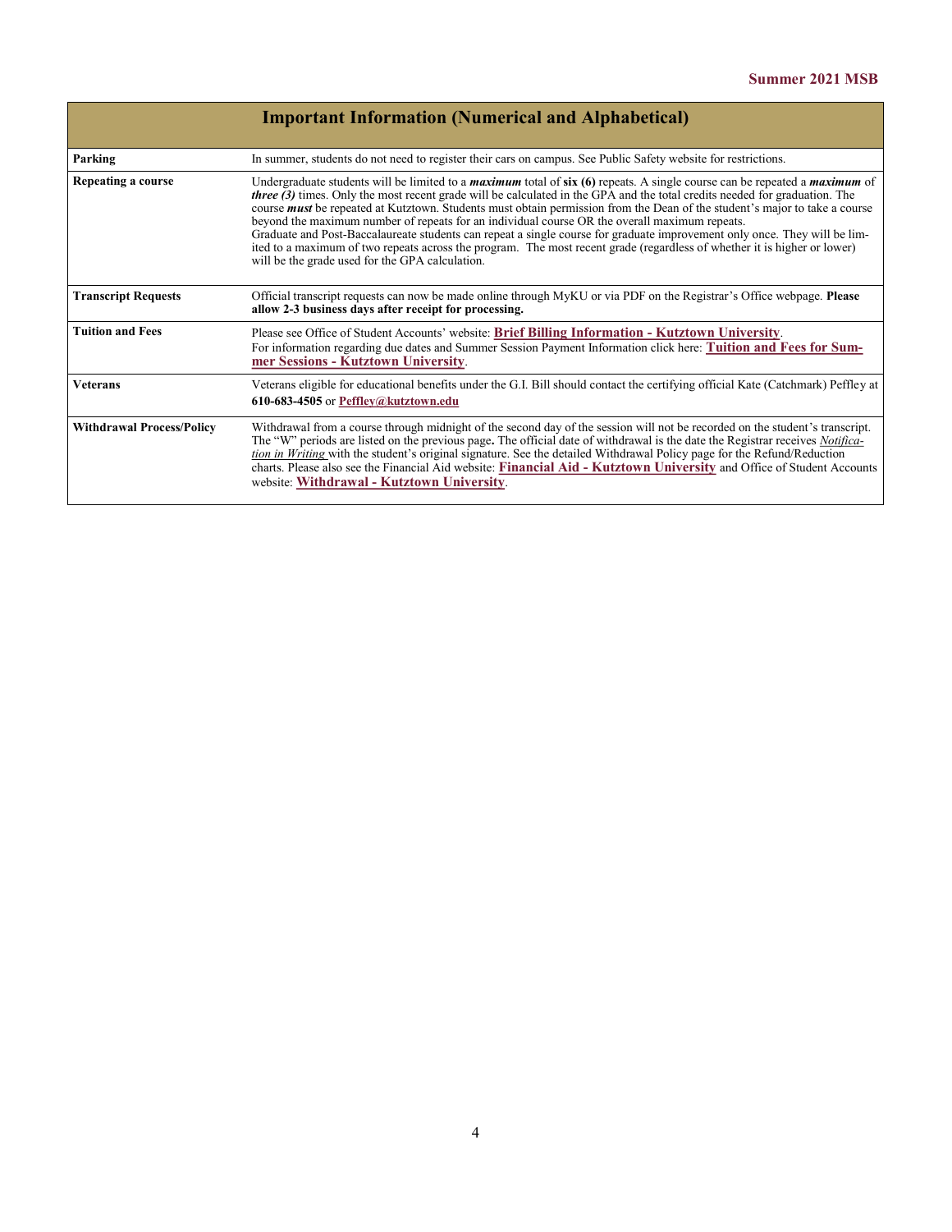## Important Information (Numerical and Alphabetical)

| | |
|---|---|
| **Parking** | In summer, students do not need to register their cars on campus. See Public Safety website for restrictions. |
| **Repeating a course** | Undergraduate students will be limited to a ***maximum*** total of **six (6)** repeats. A single course can be repeated a ***maximum*** of ***three (3)*** times. Only the most recent grade will be calculated in the GPA and the total credits needed for graduation. The course ***must*** be repeated at Kutztown. Students must obtain permission from the Dean of the student's major to take a course beyond the maximum number of repeats for an individual course OR the overall maximum repeats.<br>Graduate and Post-Baccalaureate students can repeat a single course for graduate improvement only once. They will be limited to a maximum of two repeats across the program. The most recent grade (regardless of whether it is higher or lower) will be the grade used for the GPA calculation. |
| **Transcript Requests** | Official transcript requests can now be made online through MyKU or via PDF on the Registrar's Office webpage. **Please allow 2-3 business days after receipt for processing.** |
| **Tuition and Fees** | Please see Office of Student Accounts' website: **Brief Billing Information - Kutztown University**.<br>For information regarding due dates and Summer Session Payment Information click here: **Tuition and Fees for Summer Sessions - Kutztown University**. |
| **Veterans** | Veterans eligible for educational benefits under the G.I. Bill should contact the certifying official Kate (Catchmark) Peffley at **610-683-4505** or **Peffley@kutztown.edu** |
| **Withdrawal Process/Policy** | Withdrawal from a course through midnight of the second day of the session will not be recorded on the student's transcript. The "W" periods are listed on the previous page**.** The official date of withdrawal is the date the Registrar receives *Notification in Writing* with the student's original signature. See the detailed Withdrawal Policy page for the Refund/Reduction charts. Please also see the Financial Aid website: **Financial Aid - Kutztown University** and Office of Student Accounts website: **Withdrawal - Kutztown University**. |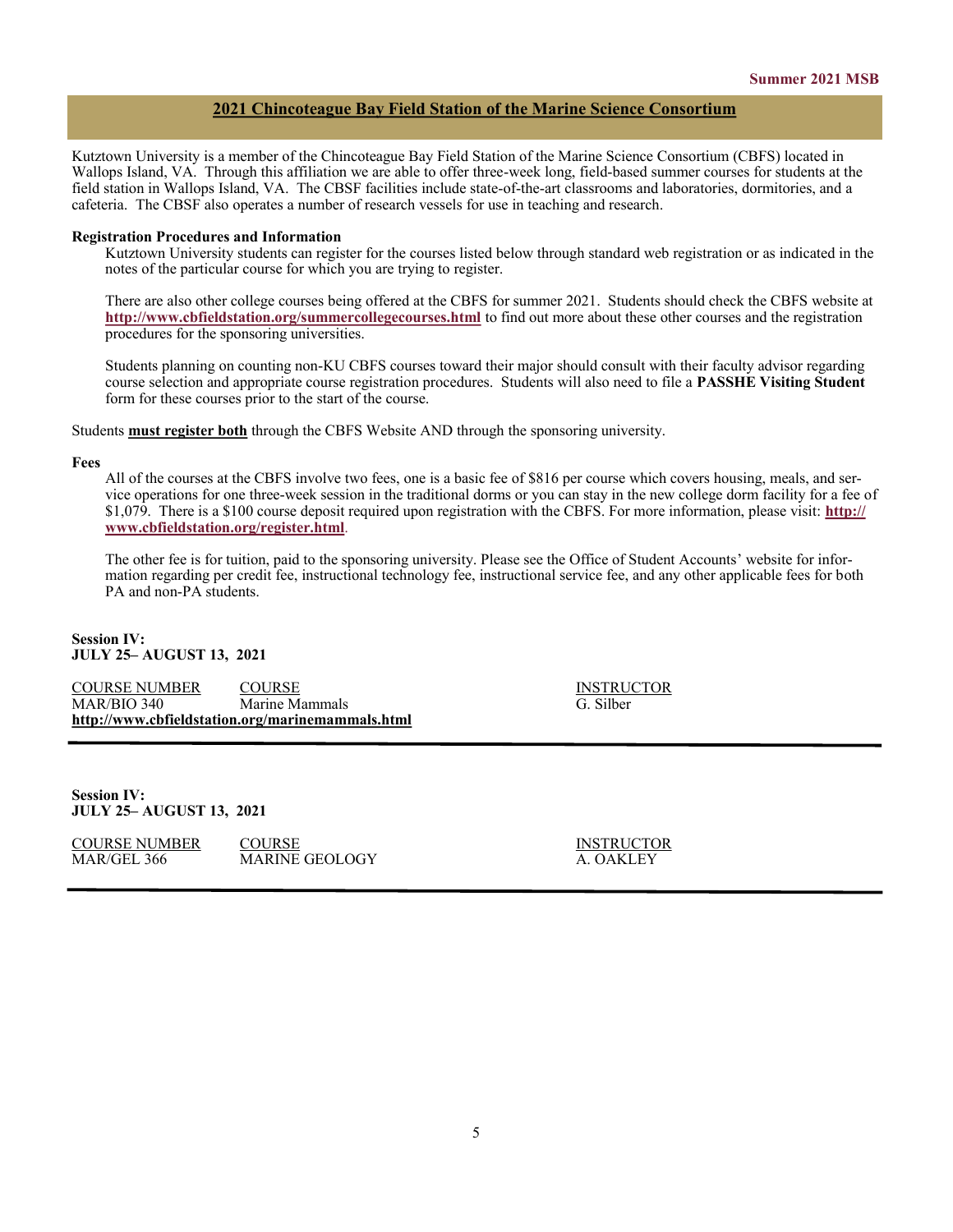## 2021 Chincoteague Bay Field Station of the Marine Science Consortium

Kutztown University is a member of the Chincoteague Bay Field Station of the Marine Science Consortium (CBFS) located in Wallops Island, VA. Through this affiliation we are able to offer three-week long, field-based summer courses for students at the field station in Wallops Island, VA. The CBSF facilities include state-of-the-art classrooms and laboratories, dormitories, and a cafeteria. The CBSF also operates a number of research vessels for use in teaching and research.

**Registration Procedures and Information**

Kutztown University students can register for the courses listed below through standard web registration or as indicated in the notes of the particular course for which you are trying to register.

There are also other college courses being offered at the CBFS for summer 2021. Students should check the CBFS website at **http://www.cbfieldstation.org/summercollegecourses.html** to find out more about these other courses and the registration procedures for the sponsoring universities.

Students planning on counting non-KU CBFS courses toward their major should consult with their faculty advisor regarding course selection and appropriate course registration procedures. Students will also need to file a **PASSHE Visiting Student** form for these courses prior to the start of the course.

Students **must register both** through the CBFS Website AND through the sponsoring university.

**Fees**

All of the courses at the CBFS involve two fees, one is a basic fee of $816 per course which covers housing, meals, and service operations for one three-week session in the traditional dorms or you can stay in the new college dorm facility for a fee of $1,079. There is a $100 course deposit required upon registration with the CBFS. For more information, please visit: **http://www.cbfieldstation.org/register.html**.

The other fee is for tuition, paid to the sponsoring university. Please see the Office of Student Accounts' website for information regarding per credit fee, instructional technology fee, instructional service fee, and any other applicable fees for both PA and non-PA students.

**Session IV:**
**JULY 25– AUGUST 13, 2021**

| COURSE NUMBER | COURSE | INSTRUCTOR |
| --- | --- | --- |
| MAR/BIO 340 | Marine Mammals | G. Silber |

**http://www.cbfieldstation.org/marinemammals.html**

---

**Session IV:**
**JULY 25– AUGUST 13, 2021**

| COURSE NUMBER | COURSE | INSTRUCTOR |
| --- | --- | --- |
| MAR/GEL 366 | MARINE GEOLOGY | A. OAKLEY |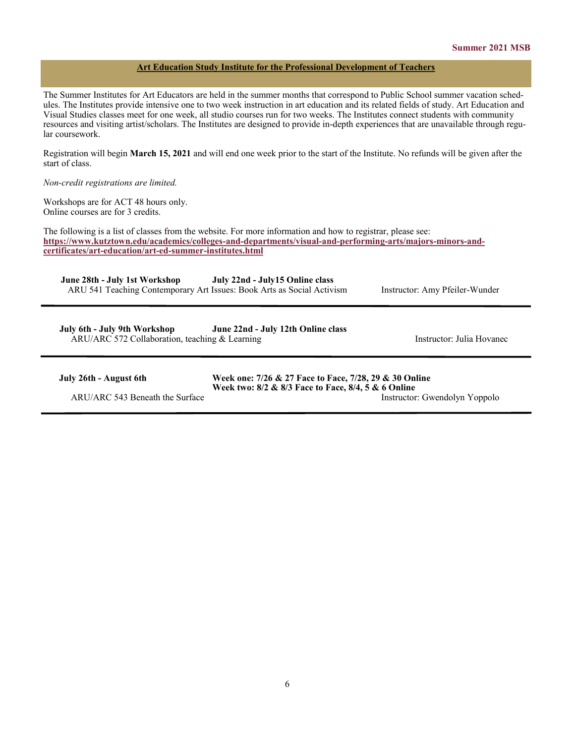## Art Education Study Institute for the Professional Development of Teachers

The Summer Institutes for Art Educators are held in the summer months that correspond to Public School summer vacation schedules. The Institutes provide intensive one to two week instruction in art education and its related fields of study. Art Education and Visual Studies classes meet for one week, all studio courses run for two weeks. The Institutes connect students with community resources and visiting artist/scholars. The Institutes are designed to provide in-depth experiences that are unavailable through regular coursework.

Registration will begin **March 15, 2021** and will end one week prior to the start of the Institute. No refunds will be given after the start of class.

*Non-credit registrations are limited.*

Workshops are for ACT 48 hours only.
Online courses are for 3 credits.

The following is a list of classes from the website. For more information and how to registrar, please see:
**https://www.kutztown.edu/academics/colleges-and-departments/visual-and-performing-arts/majors-minors-and-certificates/art-education/art-ed-summer-institutes.html**

**June 28th - July 1st Workshop** **July 22nd - July15 Online class**
ARU 541 Teaching Contemporary Art Issues: Book Arts as Social Activism — Instructor: Amy Pfeiler-Wunder

---

**July 6th - July 9th Workshop** **June 22nd - July 12th Online class**
ARU/ARC 572 Collaboration, teaching & Learning — Instructor: Julia Hovanec

---

**July 26th - August 6th**
**Week one: 7/26 & 27 Face to Face, 7/28, 29 & 30 Online**
**Week two: 8/2 & 8/3 Face to Face, 8/4, 5 & 6 Online**
ARU/ARC 543 Beneath the Surface — Instructor: Gwendolyn Yoppolo

---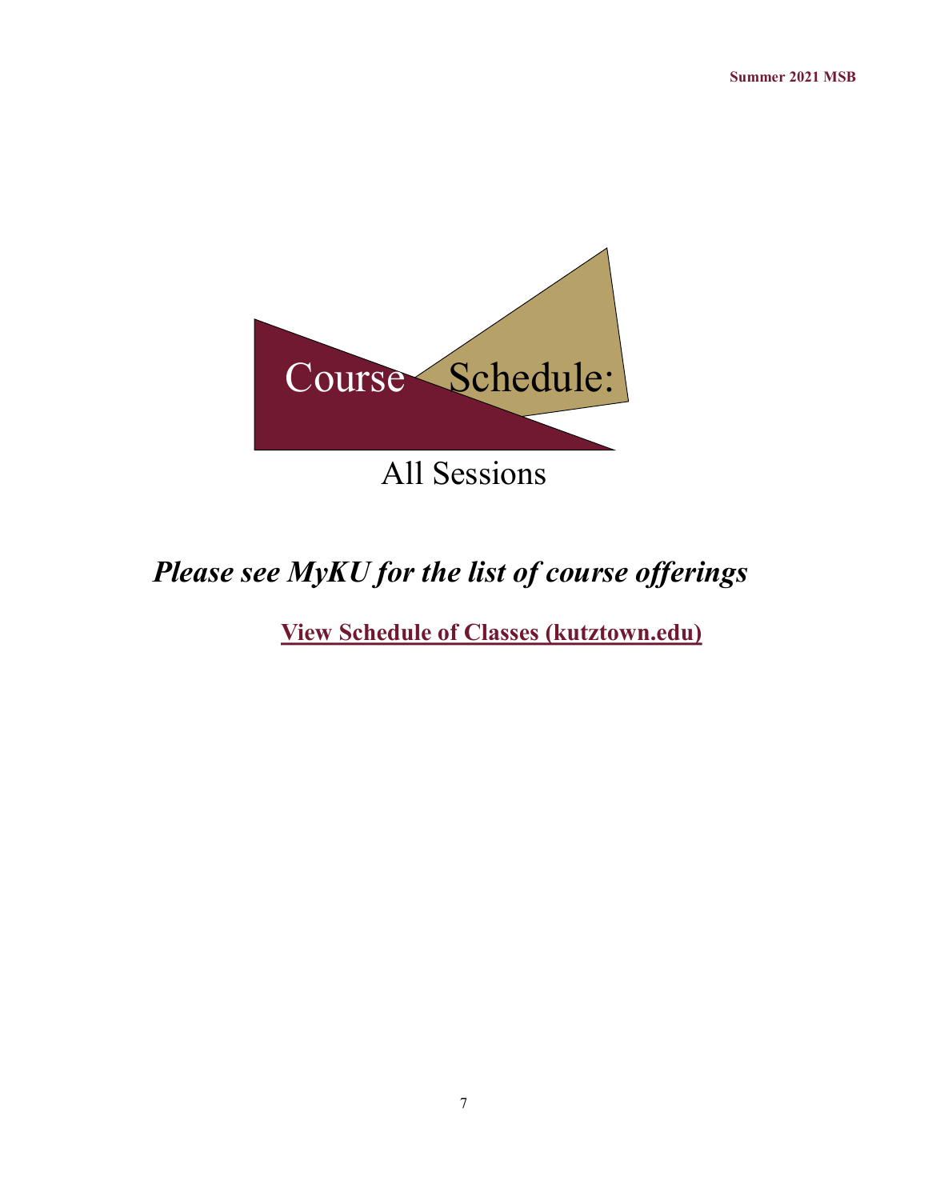# Course Schedule:

All Sessions

***Please see MyKU for the list of course offerings***

**[View Schedule of Classes (kutztown.edu)]**